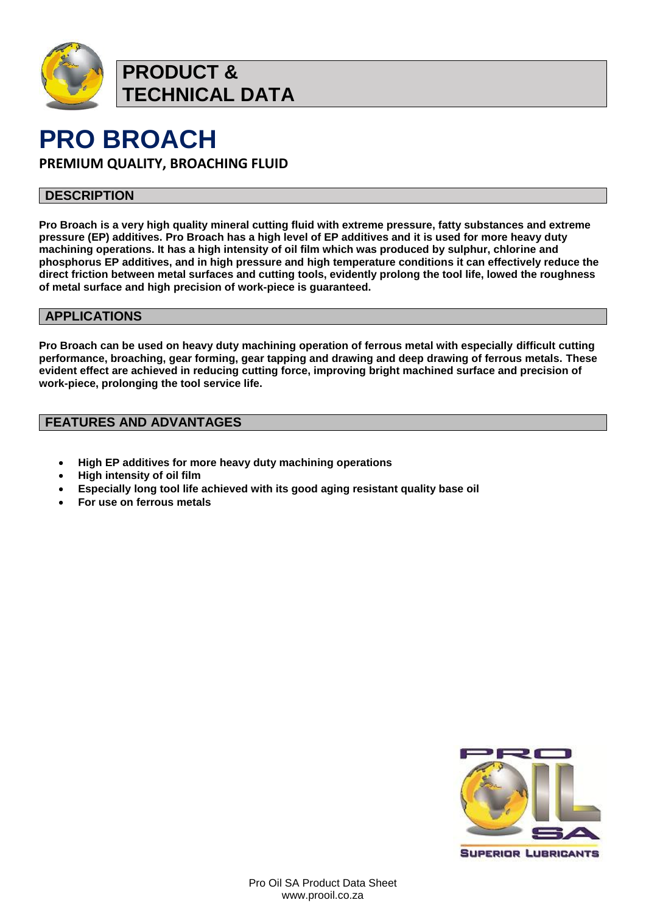# PRODUCT & TECHNICAL DATA

# PRO BROACH

**PREMIUM QUALITY, BROACHING FLUID**

## DESCRIPTION

**Pro Broach is a very high quality mineral cutting fluid with extreme pressure, fatty substances and extreme pressure (EP) additives. Pro Broach has a high level of EP additives and it is used for more heavy duty machining operations. It has a high intensity of oil film which was produced by sulphur, chlorine and phosphorus EP additives, and in high pressure and high temperature conditions it can effectively reduce the direct friction between metal surfaces and cutting tools, evidently prolong the tool life, lowed the roughness of metal surface and high precision of work-piece is guaranteed.**

## APPLICATIONS

**Pro Broach can be used on heavy duty machining operation of ferrous metal with especially difficult cutting performance, broaching, gear forming, gear tapping and drawing and deep drawing of ferrous metals. These evident effect are achieved in reducing cutting force, improving bright machined surface and precision of work-piece, prolonging the tool service life.**

## FEATURES AND ADVANTAGES

- **High EP additives for more heavy duty machining operations**
- **High intensity of oil film**
- **Especially long tool life achieved with its good aging resistant quality base oil**
- **For use on ferrous metals**

PRO OIL SA
SUPERIOR LUBRICANTS

Pro Oil SA Product Data Sheet
www.prooil.co.za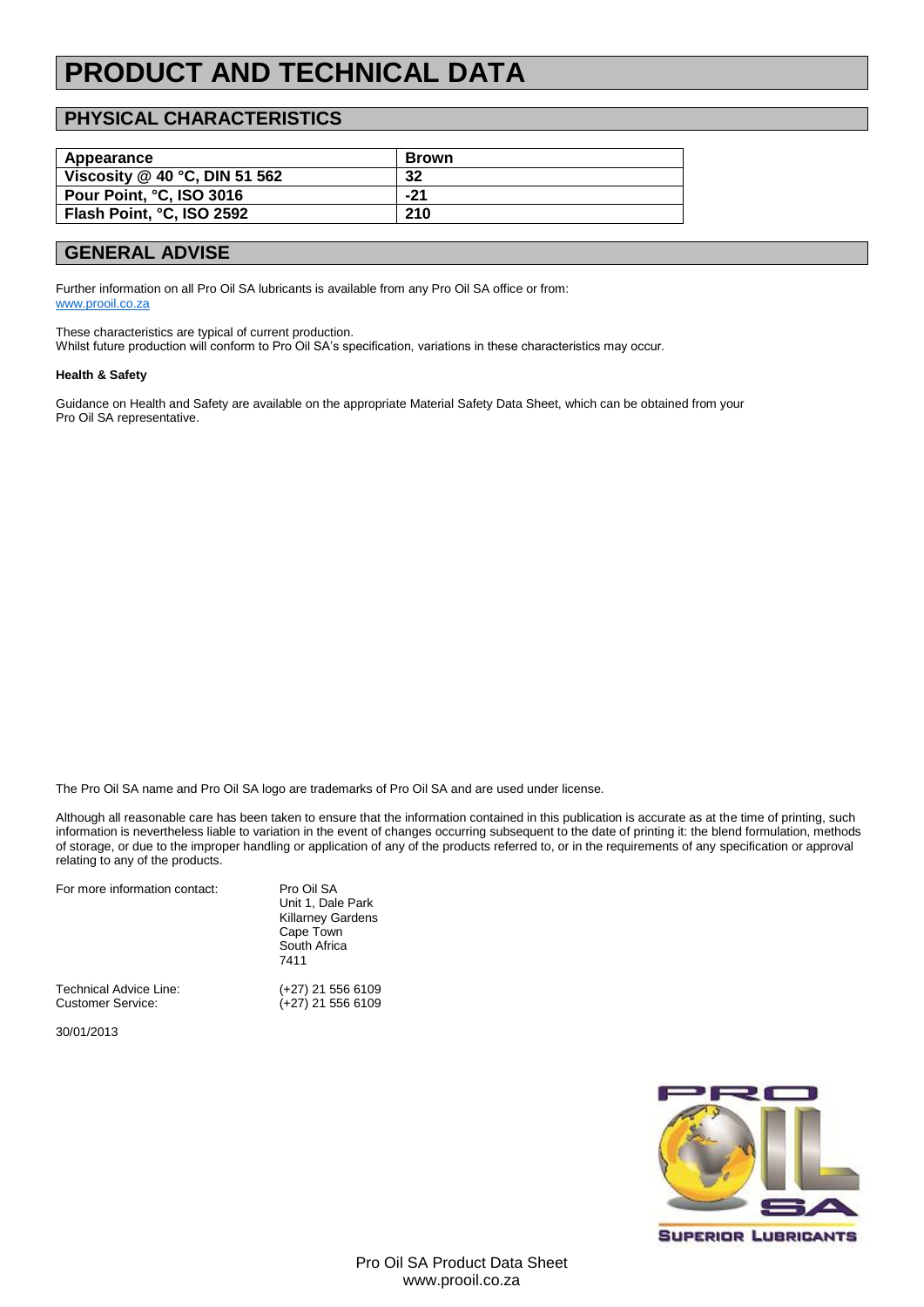# PRODUCT AND TECHNICAL DATA

## PHYSICAL CHARACTERISTICS

| | |
|---|---|
| **Appearance** | **Brown** |
| **Viscosity @ 40 °C, DIN 51 562** | **32** |
| **Pour Point, °C, ISO 3016** | **-21** |
| **Flash Point, °C, ISO 2592** | **210** |

## GENERAL ADVISE

Further information on all Pro Oil SA lubricants is available from any Pro Oil SA office or from:
www.prooil.co.za

These characteristics are typical of current production.
Whilst future production will conform to Pro Oil SA's specification, variations in these characteristics may occur.

**Health & Safety**

Guidance on Health and Safety are available on the appropriate Material Safety Data Sheet, which can be obtained from your Pro Oil SA representative.

The Pro Oil SA name and Pro Oil SA logo are trademarks of Pro Oil SA and are used under license.

Although all reasonable care has been taken to ensure that the information contained in this publication is accurate as at the time of printing, such information is nevertheless liable to variation in the event of changes occurring subsequent to the date of printing it: the blend formulation, methods of storage, or due to the improper handling or application of any of the products referred to, or in the requirements of any specification or approval relating to any of the products.

For more information contact:

Pro Oil SA
Unit 1, Dale Park
Killarney Gardens
Cape Town
South Africa
7411

Technical Advice Line: (+27) 21 556 6109
Customer Service: (+27) 21 556 6109

30/01/2013

PRO OIL SA
SUPERIOR LUBRICANTS

Pro Oil SA Product Data Sheet
www.prooil.co.za